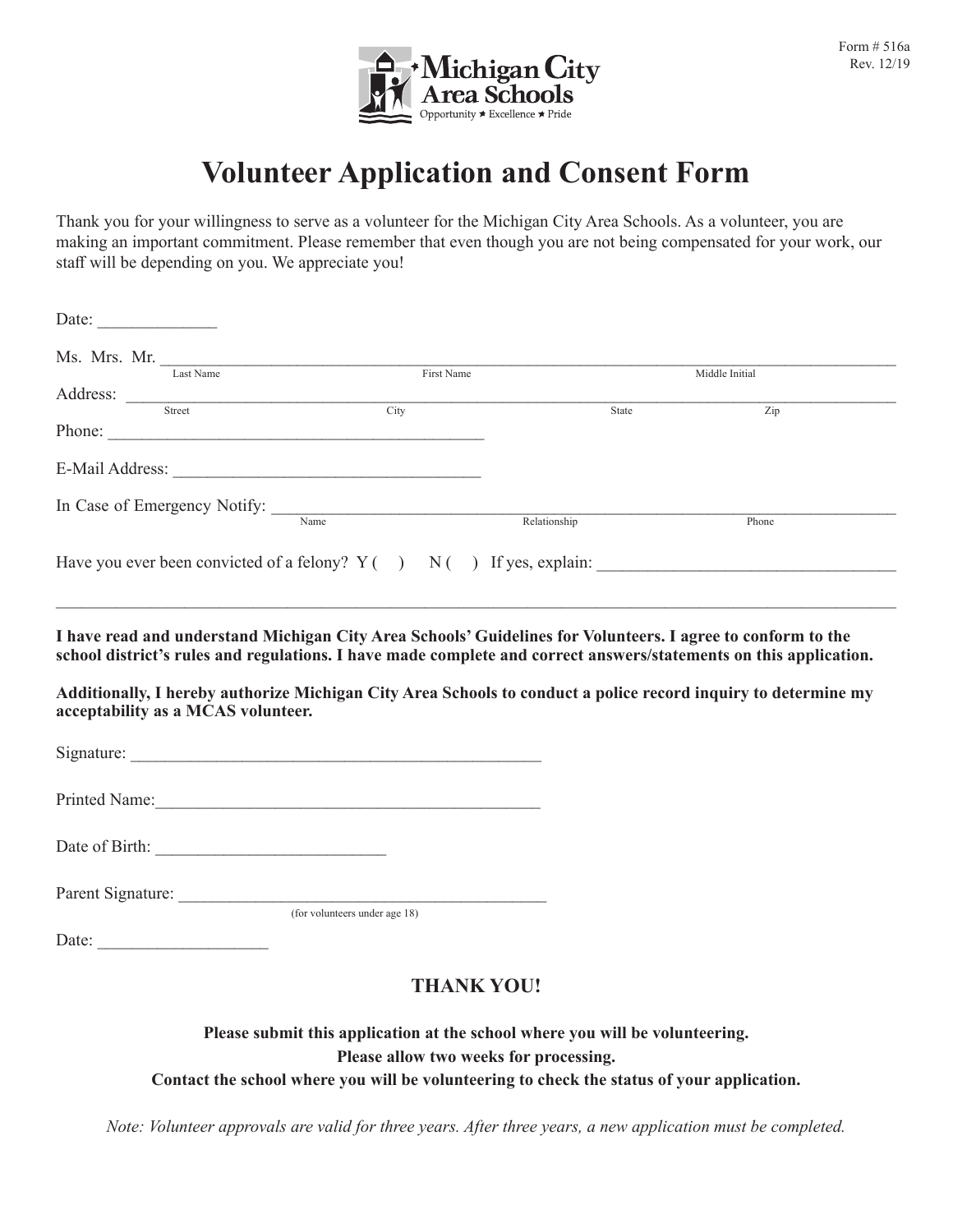Form # 516a
Rev. 12/19

Michigan City Area Schools
Opportunity ★ Excellence ★ Pride

# Volunteer Application and Consent Form

Thank you for your willingness to serve as a volunteer for the Michigan City Area Schools. As a volunteer, you are making an important commitment. Please remember that even though you are not being compensated for your work, our staff will be depending on you. We appreciate you!

Date: _____________

Ms. Mrs. Mr. ________________________________________________________________________________
Last Name First Name Middle Initial

Address: ____________________________________________________________________________________
Street City State Zip

Phone: ____________________________________________

E-Mail Address: ___________________________________

In Case of Emergency Notify: __________________________________________________________________
Name Relationship Phone

Have you ever been convicted of a felony? Y ( ) N ( ) If yes, explain: ___________________________________

_____________________________________________________________________________________________

**I have read and understand Michigan City Area Schools' Guidelines for Volunteers. I agree to conform to the school district's rules and regulations. I have made complete and correct answers/statements on this application.**

**Additionally, I hereby authorize Michigan City Area Schools to conduct a police record inquiry to determine my acceptability as a MCAS volunteer.**

Signature: _______________________________________________

Printed Name:____________________________________________

Date of Birth: __________________________

Parent Signature: __________________________________________
(for volunteers under age 18)

Date: ___________________

**THANK YOU!**

**Please submit this application at the school where you will be volunteering.**
**Please allow two weeks for processing.**
**Contact the school where you will be volunteering to check the status of your application.**

*Note: Volunteer approvals are valid for three years. After three years, a new application must be completed.*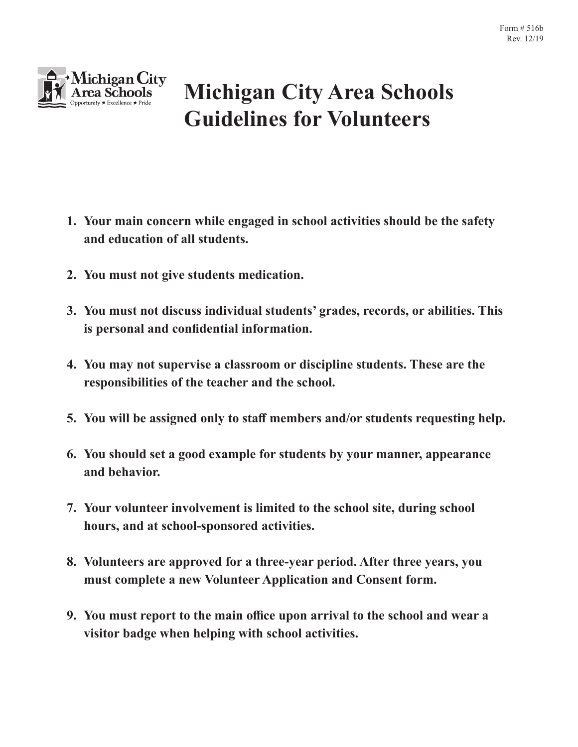Form # 516b
Rev. 12/19

# Michigan City Area Schools Guidelines for Volunteers

1. **Your main concern while engaged in school activities should be the safety and education of all students.**
2. **You must not give students medication.**
3. **You must not discuss individual students' grades, records, or abilities. This is personal and confidential information.**
4. **You may not supervise a classroom or discipline students. These are the responsibilities of the teacher and the school.**
5. **You will be assigned only to staff members and/or students requesting help.**
6. **You should set a good example for students by your manner, appearance and behavior.**
7. **Your volunteer involvement is limited to the school site, during school hours, and at school-sponsored activities.**
8. **Volunteers are approved for a three-year period. After three years, you must complete a new Volunteer Application and Consent form.**
9. **You must report to the main office upon arrival to the school and wear a visitor badge when helping with school activities.**